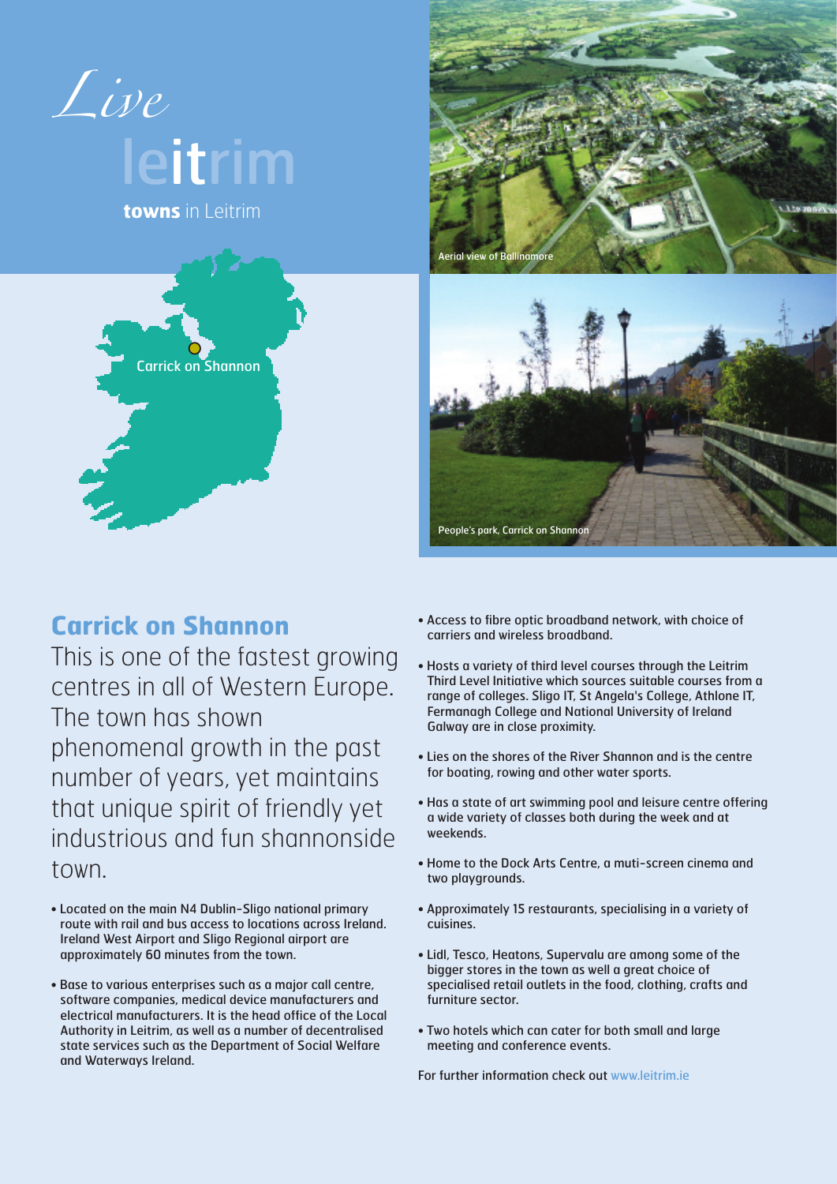*Live* leitrim

**towns** in Leitrim

Carrick on Shannon

Aerial view of Ballinamore

People's park, Carrick on Shannon

## Carrick on Shannon

This is one of the fastest growing centres in all of Western Europe. The town has shown phenomenal growth in the past number of years, yet maintains that unique spirit of friendly yet industrious and fun shannonside town.

- Located on the main N4 Dublin-Sligo national primary route with rail and bus access to locations across Ireland. Ireland West Airport and Sligo Regional airport are approximately 60 minutes from the town.
- Base to various enterprises such as a major call centre, software companies, medical device manufacturers and electrical manufacturers. It is the head office of the Local Authority in Leitrim, as well as a number of decentralised state services such as the Department of Social Welfare and Waterways Ireland.
- Access to fibre optic broadband network, with choice of carriers and wireless broadband.
- Hosts a variety of third level courses through the Leitrim Third Level Initiative which sources suitable courses from a range of colleges. Sligo IT, St Angela's College, Athlone IT, Fermanagh College and National University of Ireland Galway are in close proximity.
- Lies on the shores of the River Shannon and is the centre for boating, rowing and other water sports.
- Has a state of art swimming pool and leisure centre offering a wide variety of classes both during the week and at weekends.
- Home to the Dock Arts Centre, a muti-screen cinema and two playgrounds.
- Approximately 15 restaurants, specialising in a variety of cuisines.
- Lidl, Tesco, Heatons, Supervalu are among some of the bigger stores in the town as well a great choice of specialised retail outlets in the food, clothing, crafts and furniture sector.
- Two hotels which can cater for both small and large meeting and conference events.

For further information check out www.leitrim.ie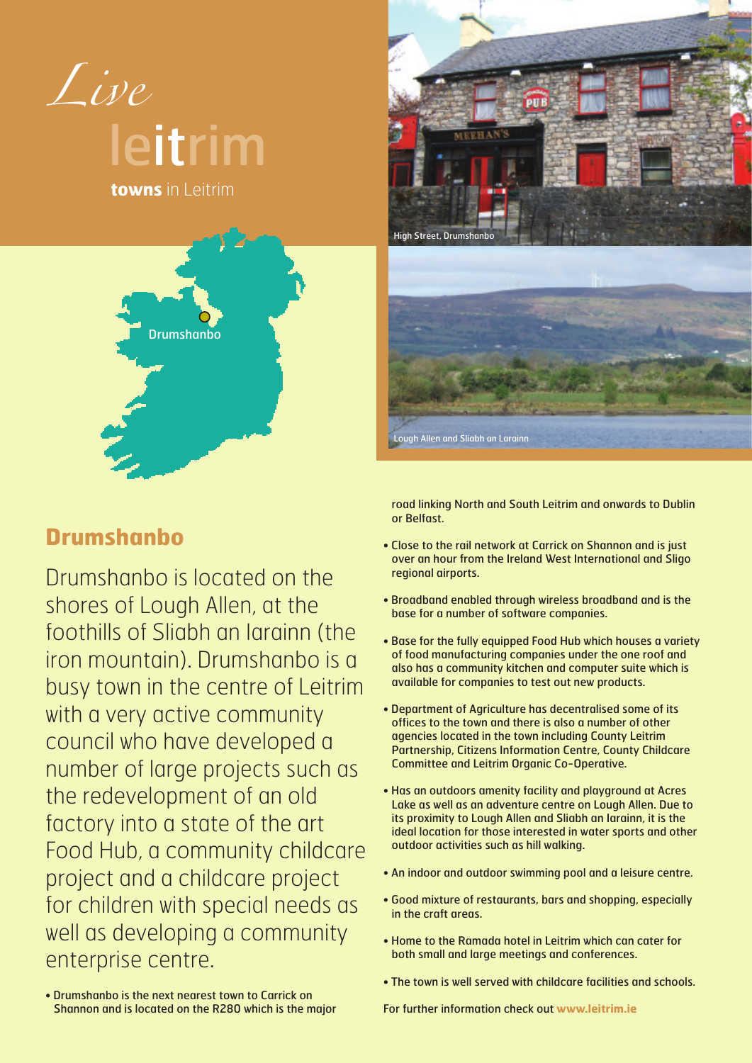*Live*

leitrim

**towns** in Leitrim

Drumshanbo

High Street, Drumshanbo

Lough Allen and Sliabh an Larainn

## Drumshanbo

Drumshanbo is located on the shores of Lough Allen, at the foothills of Sliabh an Iarainn (the iron mountain). Drumshanbo is a busy town in the centre of Leitrim with a very active community council who have developed a number of large projects such as the redevelopment of an old factory into a state of the art Food Hub, a community childcare project and a childcare project for children with special needs as well as developing a community enterprise centre.

- Drumshanbo is the next nearest town to Carrick on Shannon and is located on the R280 which is the major road linking North and South Leitrim and onwards to Dublin or Belfast.
- Close to the rail network at Carrick on Shannon and is just over an hour from the Ireland West International and Sligo regional airports.
- Broadband enabled through wireless broadband and is the base for a number of software companies.
- Base for the fully equipped Food Hub which houses a variety of food manufacturing companies under the one roof and also has a community kitchen and computer suite which is available for companies to test out new products.
- Department of Agriculture has decentralised some of its offices to the town and there is also a number of other agencies located in the town including County Leitrim Partnership, Citizens Information Centre, County Childcare Committee and Leitrim Organic Co-Operative.
- Has an outdoors amenity facility and playground at Acres Lake as well as an adventure centre on Lough Allen. Due to its proximity to Lough Allen and Sliabh an Iarainn, it is the ideal location for those interested in water sports and other outdoor activities such as hill walking.
- An indoor and outdoor swimming pool and a leisure centre.
- Good mixture of restaurants, bars and shopping, especially in the craft areas.
- Home to the Ramada hotel in Leitrim which can cater for both small and large meetings and conferences.
- The town is well served with childcare facilities and schools.

For further information check out **www.leitrim.ie**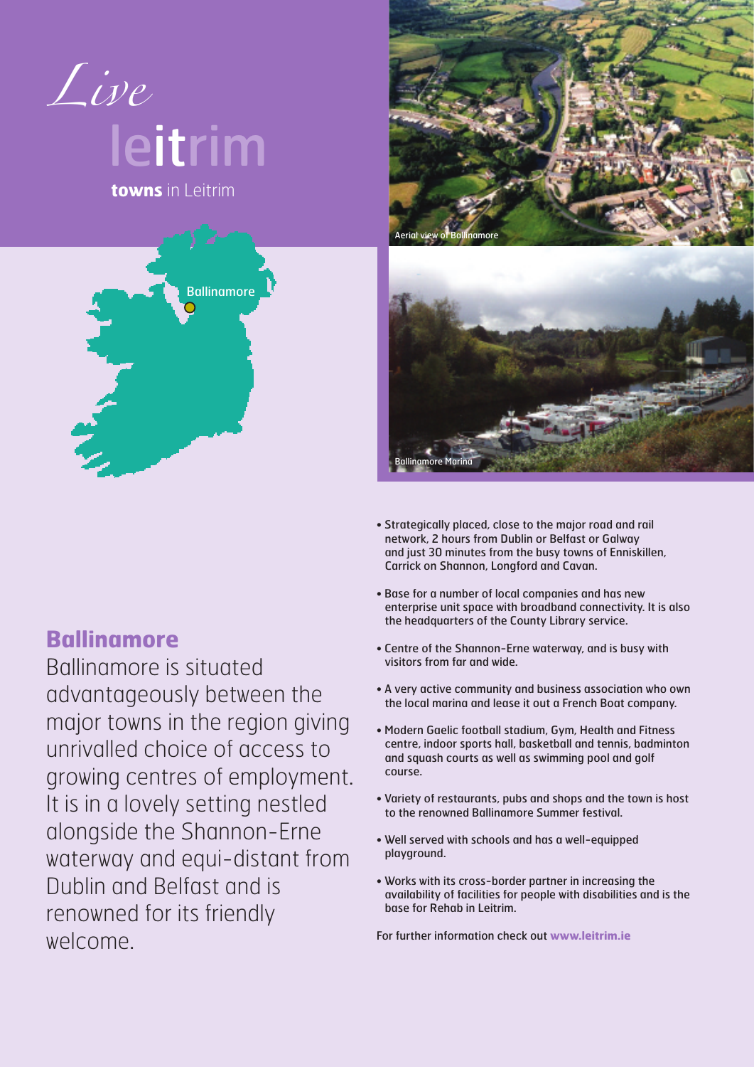*Live*

# leitrim

**towns** in Leitrim

Ballinamore

Aerial view of Ballinamore

Ballinamore Marina

## Ballinamore

Ballinamore is situated advantageously between the major towns in the region giving unrivalled choice of access to growing centres of employment. It is in a lovely setting nestled alongside the Shannon-Erne waterway and equi-distant from Dublin and Belfast and is renowned for its friendly welcome.

- Strategically placed, close to the major road and rail network, 2 hours from Dublin or Belfast or Galway and just 30 minutes from the busy towns of Enniskillen, Carrick on Shannon, Longford and Cavan.
- Base for a number of local companies and has new enterprise unit space with broadband connectivity. It is also the headquarters of the County Library service.
- Centre of the Shannon-Erne waterway, and is busy with visitors from far and wide.
- A very active community and business association who own the local marina and lease it out a French Boat company.
- Modern Gaelic football stadium, Gym, Health and Fitness centre, indoor sports hall, basketball and tennis, badminton and squash courts as well as swimming pool and golf course.
- Variety of restaurants, pubs and shops and the town is host to the renowned Ballinamore Summer festival.
- Well served with schools and has a well-equipped playground.
- Works with its cross-border partner in increasing the availability of facilities for people with disabilities and is the base for Rehab in Leitrim.

For further information check out **www.leitrim.ie**